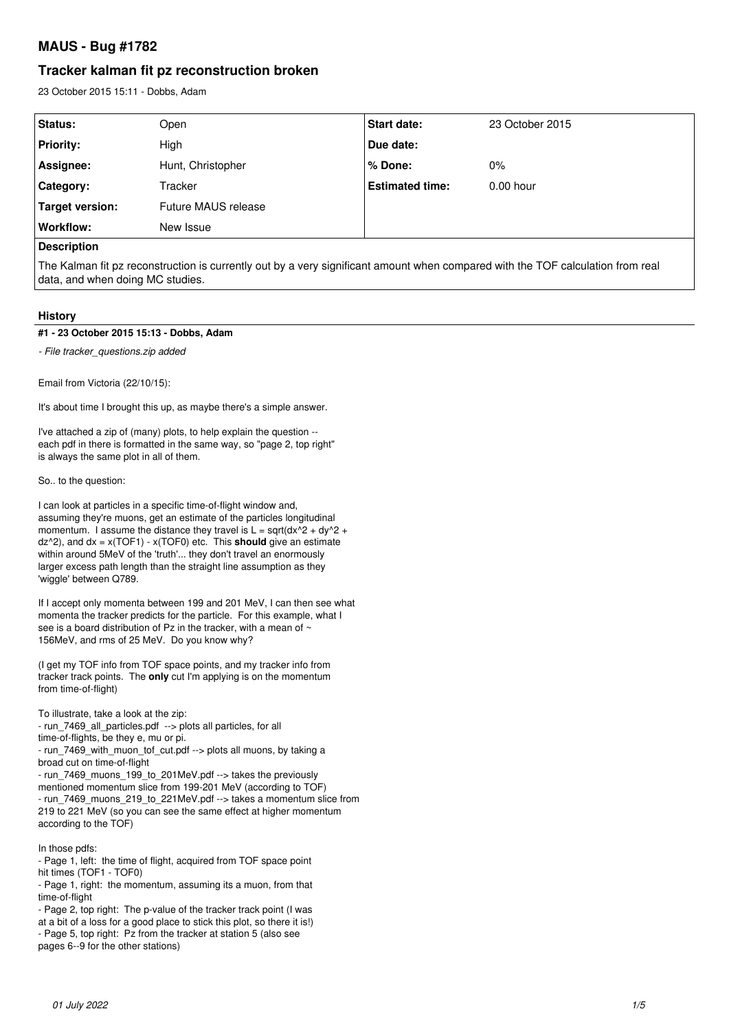# MAUS - Bug #1782

## Tracker kalman fit pz reconstruction broken

23 October 2015 15:11 - Dobbs, Adam

| Status: | Open | Start date: | 23 October 2015 |
|---|---|---|---|
| Priority: | High | Due date: | |
| Assignee: | Hunt, Christopher | % Done: | 0% |
| Category: | Tracker | Estimated time: | 0.00 hour |
| Target version: | Future MAUS release | | |
| Workflow: | New Issue | | |

**Description**

The Kalman fit pz reconstruction is currently out by a very significant amount when compared with the TOF calculation from real data, and when doing MC studies.

### History

#### #1 - 23 October 2015 15:13 - Dobbs, Adam

*- File tracker_questions.zip added*

Email from Victoria (22/10/15):

It's about time I brought this up, as maybe there's a simple answer.

I've attached a zip of (many) plots, to help explain the question -- each pdf in there is formatted in the same way, so "page 2, top right" is always the same plot in all of them.

So.. to the question:

I can look at particles in a specific time-of-flight window and, assuming they're muons, get an estimate of the particles longitudinal momentum. I assume the distance they travel is L = sqrt(dx^2 + dy^2 + dz^2), and dx = x(TOF1) - x(TOF0) etc. This **should** give an estimate within around 5MeV of the 'truth'... they don't travel an enormously larger excess path length than the straight line assumption as they 'wiggle' between Q789.

If I accept only momenta between 199 and 201 MeV, I can then see what momenta the tracker predicts for the particle. For this example, what I see is a board distribution of Pz in the tracker, with a mean of ~ 156MeV, and rms of 25 MeV. Do you know why?

(I get my TOF info from TOF space points, and my tracker info from tracker track points. The **only** cut I'm applying is on the momentum from time-of-flight)

To illustrate, take a look at the zip:
- run_7469_all_particles.pdf --> plots all particles, for all time-of-flights, be they e, mu or pi.
- run_7469_with_muon_tof_cut.pdf --> plots all muons, by taking a broad cut on time-of-flight
- run_7469_muons_199_to_201MeV.pdf --> takes the previously mentioned momentum slice from 199-201 MeV (according to TOF)
- run_7469_muons_219_to_221MeV.pdf --> takes a momentum slice from 219 to 221 MeV (so you can see the same effect at higher momentum according to the TOF)

In those pdfs:
- Page 1, left: the time of flight, acquired from TOF space point hit times (TOF1 - TOF0)
- Page 1, right: the momentum, assuming its a muon, from that time-of-flight
- Page 2, top right: The p-value of the tracker track point (I was at a bit of a loss for a good place to stick this plot, so there it is!)
- Page 5, top right: Pz from the tracker at station 5 (also see pages 6--9 for the other stations)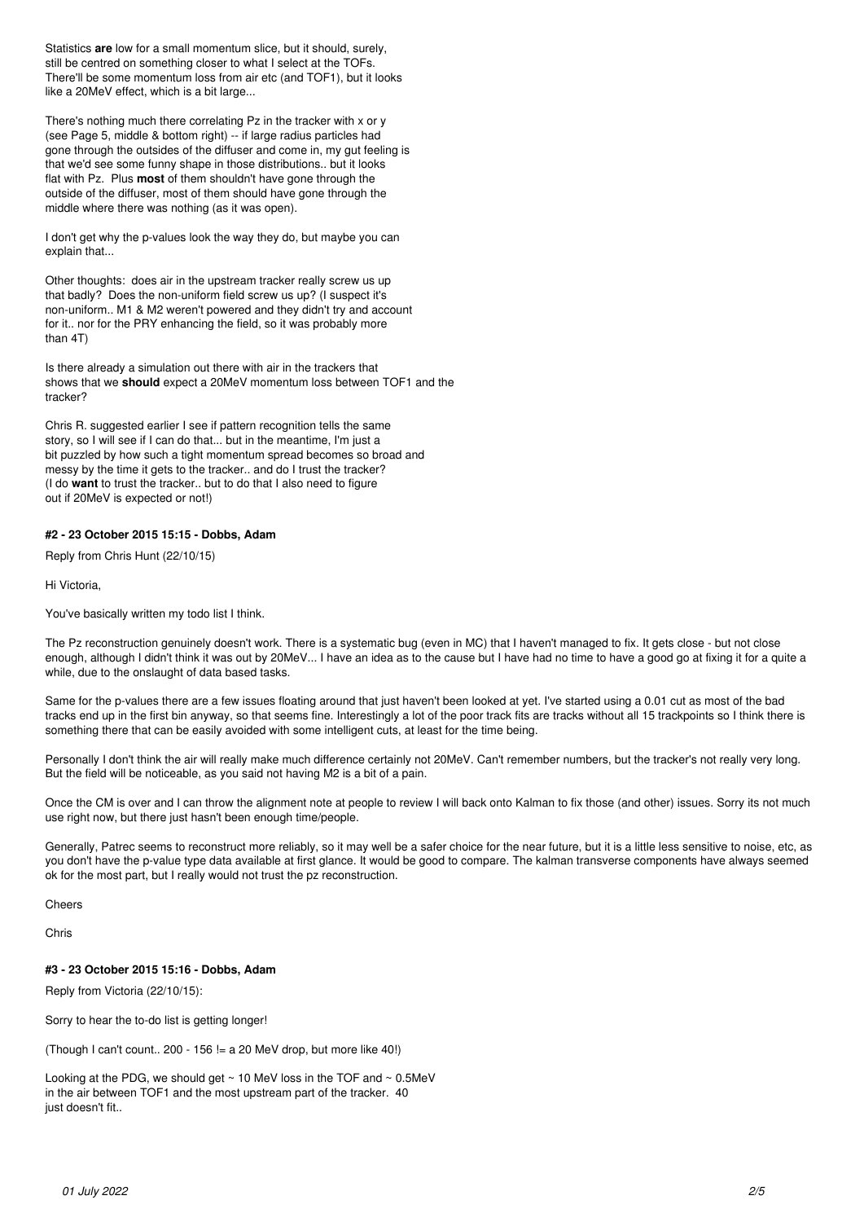Statistics **are** low for a small momentum slice, but it should, surely, still be centred on something closer to what I select at the TOFs. There'll be some momentum loss from air etc (and TOF1), but it looks like a 20MeV effect, which is a bit large...

There's nothing much there correlating Pz in the tracker with x or y (see Page 5, middle & bottom right) -- if large radius particles had gone through the outsides of the diffuser and come in, my gut feeling is that we'd see some funny shape in those distributions.. but it looks flat with Pz. Plus **most** of them shouldn't have gone through the outside of the diffuser, most of them should have gone through the middle where there was nothing (as it was open).

I don't get why the p-values look the way they do, but maybe you can explain that...

Other thoughts: does air in the upstream tracker really screw us up that badly? Does the non-uniform field screw us up? (I suspect it's non-uniform.. M1 & M2 weren't powered and they didn't try and account for it.. nor for the PRY enhancing the field, so it was probably more than 4T)

Is there already a simulation out there with air in the trackers that shows that we **should** expect a 20MeV momentum loss between TOF1 and the tracker?

Chris R. suggested earlier I see if pattern recognition tells the same story, so I will see if I can do that... but in the meantime, I'm just a bit puzzled by how such a tight momentum spread becomes so broad and messy by the time it gets to the tracker.. and do I trust the tracker? (I do **want** to trust the tracker.. but to do that I also need to figure out if 20MeV is expected or not!)

#### #2 - 23 October 2015 15:15 - Dobbs, Adam

Reply from Chris Hunt (22/10/15)

Hi Victoria,

You've basically written my todo list I think.

The Pz reconstruction genuinely doesn't work. There is a systematic bug (even in MC) that I haven't managed to fix. It gets close - but not close enough, although I didn't think it was out by 20MeV... I have an idea as to the cause but I have had no time to have a good go at fixing it for a quite a while, due to the onslaught of data based tasks.

Same for the p-values there are a few issues floating around that just haven't been looked at yet. I've started using a 0.01 cut as most of the bad tracks end up in the first bin anyway, so that seems fine. Interestingly a lot of the poor track fits are tracks without all 15 trackpoints so I think there is something there that can be easily avoided with some intelligent cuts, at least for the time being.

Personally I don't think the air will really make much difference certainly not 20MeV. Can't remember numbers, but the tracker's not really very long. But the field will be noticeable, as you said not having M2 is a bit of a pain.

Once the CM is over and I can throw the alignment note at people to review I will back onto Kalman to fix those (and other) issues. Sorry its not much use right now, but there hasn't been enough time/people.

Generally, Patrec seems to reconstruct more reliably, so it may well be a safer choice for the near future, but it is a little less sensitive to noise, etc, as you don't have the p-value type data available at first glance. It would be good to compare. The kalman transverse components have always seemed ok for the most part, but I really would not trust the pz reconstruction.

Cheers

Chris

#### #3 - 23 October 2015 15:16 - Dobbs, Adam

Reply from Victoria (22/10/15):

Sorry to hear the to-do list is getting longer!

(Though I can't count.. 200 - 156 != a 20 MeV drop, but more like 40!)

Looking at the PDG, we should get ~ 10 MeV loss in the TOF and ~ 0.5MeV in the air between TOF1 and the most upstream part of the tracker. 40 just doesn't fit..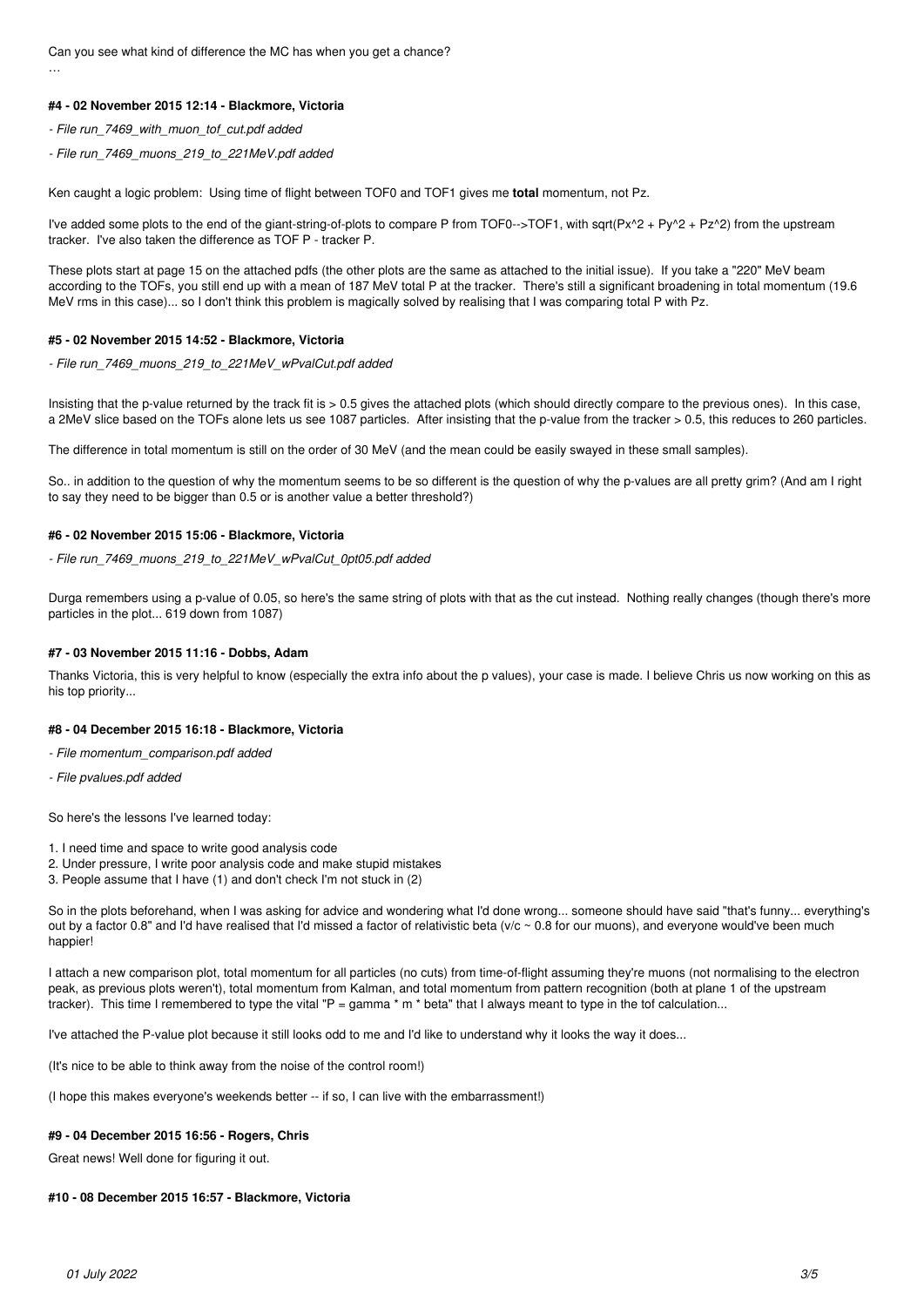Can you see what kind of difference the MC has when you get a chance?

…

#### #4 - 02 November 2015 12:14 - Blackmore, Victoria

- *File run_7469_with_muon_tof_cut.pdf added*
- *File run_7469_muons_219_to_221MeV.pdf added*

Ken caught a logic problem: Using time of flight between TOF0 and TOF1 gives me **total** momentum, not Pz.

I've added some plots to the end of the giant-string-of-plots to compare P from TOF0-->TOF1, with sqrt(Px^2 + Py^2 + Pz^2) from the upstream tracker. I've also taken the difference as TOF P - tracker P.

These plots start at page 15 on the attached pdfs (the other plots are the same as attached to the initial issue). If you take a "220" MeV beam according to the TOFs, you still end up with a mean of 187 MeV total P at the tracker. There's still a significant broadening in total momentum (19.6 MeV rms in this case)... so I don't think this problem is magically solved by realising that I was comparing total P with Pz.

#### #5 - 02 November 2015 14:52 - Blackmore, Victoria

- *File run_7469_muons_219_to_221MeV_wPvalCut.pdf added*

Insisting that the p-value returned by the track fit is > 0.5 gives the attached plots (which should directly compare to the previous ones). In this case, a 2MeV slice based on the TOFs alone lets us see 1087 particles. After insisting that the p-value from the tracker > 0.5, this reduces to 260 particles.

The difference in total momentum is still on the order of 30 MeV (and the mean could be easily swayed in these small samples).

So.. in addition to the question of why the momentum seems to be so different is the question of why the p-values are all pretty grim? (And am I right to say they need to be bigger than 0.5 or is another value a better threshold?)

#### #6 - 02 November 2015 15:06 - Blackmore, Victoria

- *File run_7469_muons_219_to_221MeV_wPvalCut_0pt05.pdf added*

Durga remembers using a p-value of 0.05, so here's the same string of plots with that as the cut instead. Nothing really changes (though there's more particles in the plot... 619 down from 1087)

#### #7 - 03 November 2015 11:16 - Dobbs, Adam

Thanks Victoria, this is very helpful to know (especially the extra info about the p values), your case is made. I believe Chris us now working on this as his top priority...

#### #8 - 04 December 2015 16:18 - Blackmore, Victoria

- *File momentum_comparison.pdf added*
- *File pvalues.pdf added*

So here's the lessons I've learned today:

1. I need time and space to write good analysis code
2. Under pressure, I write poor analysis code and make stupid mistakes
3. People assume that I have (1) and don't check I'm not stuck in (2)

So in the plots beforehand, when I was asking for advice and wondering what I'd done wrong... someone should have said "that's funny... everything's out by a factor 0.8" and I'd have realised that I'd missed a factor of relativistic beta (v/c ~ 0.8 for our muons), and everyone would've been much happier!

I attach a new comparison plot, total momentum for all particles (no cuts) from time-of-flight assuming they're muons (not normalising to the electron peak, as previous plots weren't), total momentum from Kalman, and total momentum from pattern recognition (both at plane 1 of the upstream tracker). This time I remembered to type the vital "P = gamma * m * beta" that I always meant to type in the tof calculation...

I've attached the P-value plot because it still looks odd to me and I'd like to understand why it looks the way it does...

(It's nice to be able to think away from the noise of the control room!)

(I hope this makes everyone's weekends better -- if so, I can live with the embarrassment!)

#### #9 - 04 December 2015 16:56 - Rogers, Chris

Great news! Well done for figuring it out.

#### #10 - 08 December 2015 16:57 - Blackmore, Victoria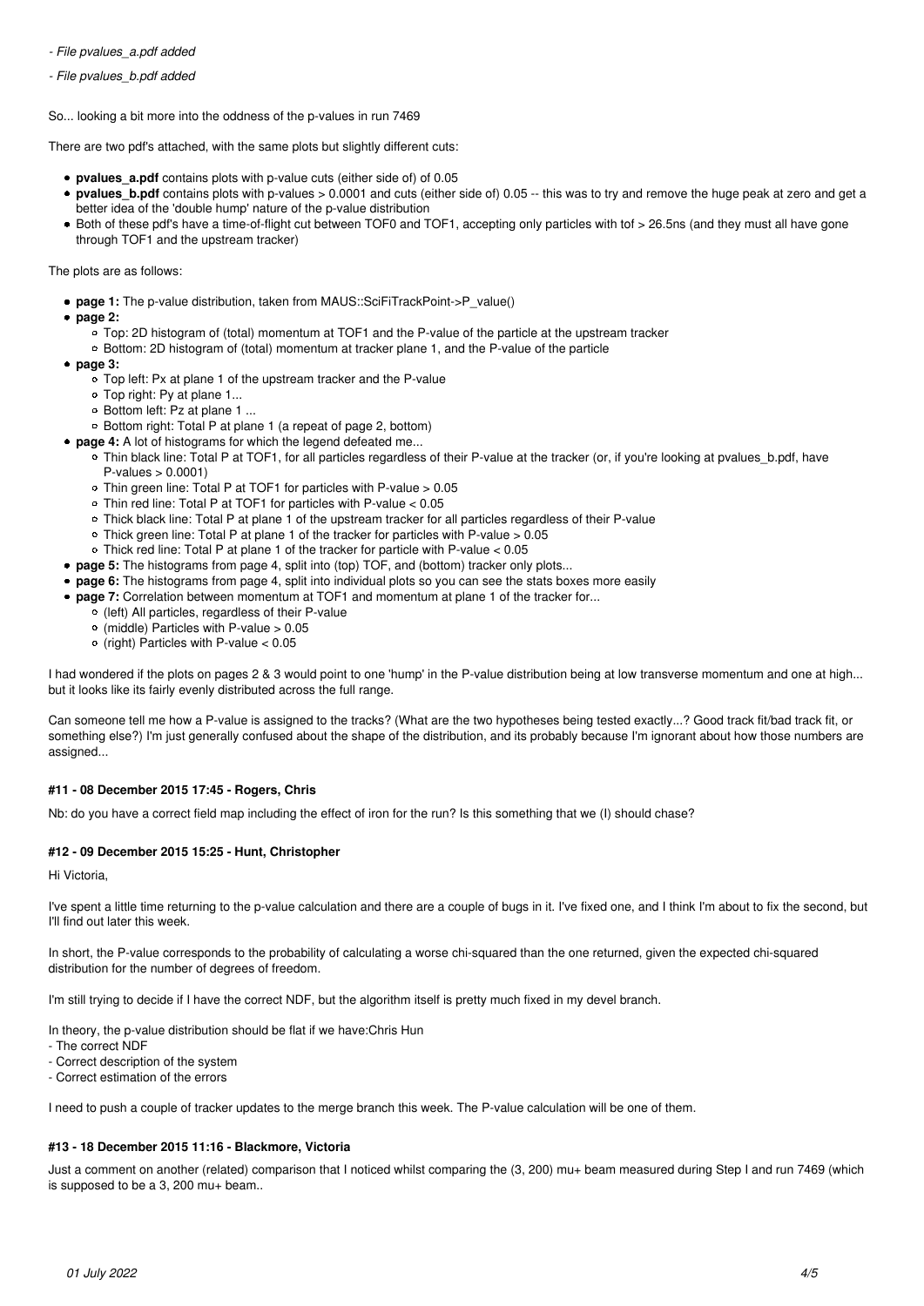- *File pvalues_a.pdf added*

- *File pvalues_b.pdf added*

So... looking a bit more into the oddness of the p-values in run 7469

There are two pdf's attached, with the same plots but slightly different cuts:

- **pvalues_a.pdf** contains plots with p-value cuts (either side of) of 0.05
- **pvalues_b.pdf** contains plots with p-values > 0.0001 and cuts (either side of) 0.05 -- this was to try and remove the huge peak at zero and get a better idea of the 'double hump' nature of the p-value distribution
- Both of these pdf's have a time-of-flight cut between TOF0 and TOF1, accepting only particles with tof > 26.5ns (and they must all have gone through TOF1 and the upstream tracker)

The plots are as follows:

- **page 1:** The p-value distribution, taken from MAUS::SciFiTrackPoint->P_value()
- **page 2:**
  - Top: 2D histogram of (total) momentum at TOF1 and the P-value of the particle at the upstream tracker
  - Bottom: 2D histogram of (total) momentum at tracker plane 1, and the P-value of the particle
- **page 3:**
  - Top left: Px at plane 1 of the upstream tracker and the P-value
  - Top right: Py at plane 1...
  - Bottom left: Pz at plane 1 ...
  - Bottom right: Total P at plane 1 (a repeat of page 2, bottom)
- **page 4:** A lot of histograms for which the legend defeated me...
  - Thin black line: Total P at TOF1, for all particles regardless of their P-value at the tracker (or, if you're looking at pvalues_b.pdf, have P-values > 0.0001)
  - Thin green line: Total P at TOF1 for particles with P-value > 0.05
  - Thin red line: Total P at TOF1 for particles with P-value < 0.05
  - Thick black line: Total P at plane 1 of the upstream tracker for all particles regardless of their P-value
  - Thick green line: Total P at plane 1 of the tracker for particles with P-value > 0.05
  - Thick red line: Total P at plane 1 of the tracker for particle with P-value < 0.05
- **page 5:** The histograms from page 4, split into (top) TOF, and (bottom) tracker only plots...
- **page 6:** The histograms from page 4, split into individual plots so you can see the stats boxes more easily
- **page 7:** Correlation between momentum at TOF1 and momentum at plane 1 of the tracker for...
  - (left) All particles, regardless of their P-value
  - (middle) Particles with P-value > 0.05
  - (right) Particles with P-value < 0.05

I had wondered if the plots on pages 2 & 3 would point to one 'hump' in the P-value distribution being at low transverse momentum and one at high... but it looks like its fairly evenly distributed across the full range.

Can someone tell me how a P-value is assigned to the tracks? (What are the two hypotheses being tested exactly...? Good track fit/bad track fit, or something else?) I'm just generally confused about the shape of the distribution, and its probably because I'm ignorant about how those numbers are assigned...

#### #11 - 08 December 2015 17:45 - Rogers, Chris

Nb: do you have a correct field map including the effect of iron for the run? Is this something that we (I) should chase?

#### #12 - 09 December 2015 15:25 - Hunt, Christopher

Hi Victoria,

I've spent a little time returning to the p-value calculation and there are a couple of bugs in it. I've fixed one, and I think I'm about to fix the second, but I'll find out later this week.

In short, the P-value corresponds to the probability of calculating a worse chi-squared than the one returned, given the expected chi-squared distribution for the number of degrees of freedom.

I'm still trying to decide if I have the correct NDF, but the algorithm itself is pretty much fixed in my devel branch.

In theory, the p-value distribution should be flat if we have:Chris Hun
- The correct NDF
- Correct description of the system
- Correct estimation of the errors

I need to push a couple of tracker updates to the merge branch this week. The P-value calculation will be one of them.

#### #13 - 18 December 2015 11:16 - Blackmore, Victoria

Just a comment on another (related) comparison that I noticed whilst comparing the (3, 200) mu+ beam measured during Step I and run 7469 (which is supposed to be a 3, 200 mu+ beam..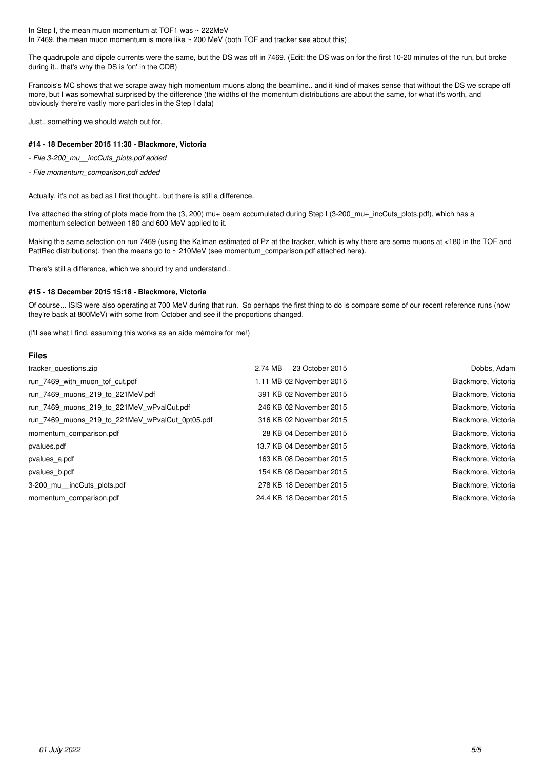In Step I, the mean muon momentum at TOF1 was ~ 222MeV
In 7469, the mean muon momentum is more like ~ 200 MeV (both TOF and tracker see about this)

The quadrupole and dipole currents were the same, but the DS was off in 7469. (Edit: the DS was on for the first 10-20 minutes of the run, but broke during it.. that's why the DS is 'on' in the CDB)

Francois's MC shows that we scrape away high momentum muons along the beamline.. and it kind of makes sense that without the DS we scrape off more, but I was somewhat surprised by the difference (the widths of the momentum distributions are about the same, for what it's worth, and obviously there're vastly more particles in the Step I data)

Just.. something we should watch out for.

#### #14 - 18 December 2015 11:30 - Blackmore, Victoria

- *File 3-200_mu__incCuts_plots.pdf added*
- *File momentum_comparison.pdf added*

Actually, it's not as bad as I first thought.. but there is still a difference.

I've attached the string of plots made from the (3, 200) mu+ beam accumulated during Step I (3-200_mu+_incCuts_plots.pdf), which has a momentum selection between 180 and 600 MeV applied to it.

Making the same selection on run 7469 (using the Kalman estimated of Pz at the tracker, which is why there are some muons at <180 in the TOF and PattRec distributions), then the means go to ~ 210MeV (see momentum_comparison.pdf attached here).

There's still a difference, which we should try and understand..

#### #15 - 18 December 2015 15:18 - Blackmore, Victoria

Of course... ISIS were also operating at 700 MeV during that run. So perhaps the first thing to do is compare some of our recent reference runs (now they're back at 800MeV) with some from October and see if the proportions changed.

(I'll see what I find, assuming this works as an aide mémoire for me!)

### Files

| | | |
|---|---|---|
| tracker_questions.zip | 2.74 MB 23 October 2015 | Dobbs, Adam |
| run_7469_with_muon_tof_cut.pdf | 1.11 MB 02 November 2015 | Blackmore, Victoria |
| run_7469_muons_219_to_221MeV.pdf | 391 KB 02 November 2015 | Blackmore, Victoria |
| run_7469_muons_219_to_221MeV_wPvalCut.pdf | 246 KB 02 November 2015 | Blackmore, Victoria |
| run_7469_muons_219_to_221MeV_wPvalCut_0pt05.pdf | 316 KB 02 November 2015 | Blackmore, Victoria |
| momentum_comparison.pdf | 28 KB 04 December 2015 | Blackmore, Victoria |
| pvalues.pdf | 13.7 KB 04 December 2015 | Blackmore, Victoria |
| pvalues_a.pdf | 163 KB 08 December 2015 | Blackmore, Victoria |
| pvalues_b.pdf | 154 KB 08 December 2015 | Blackmore, Victoria |
| 3-200_mu__incCuts_plots.pdf | 278 KB 18 December 2015 | Blackmore, Victoria |
| momentum_comparison.pdf | 24.4 KB 18 December 2015 | Blackmore, Victoria |